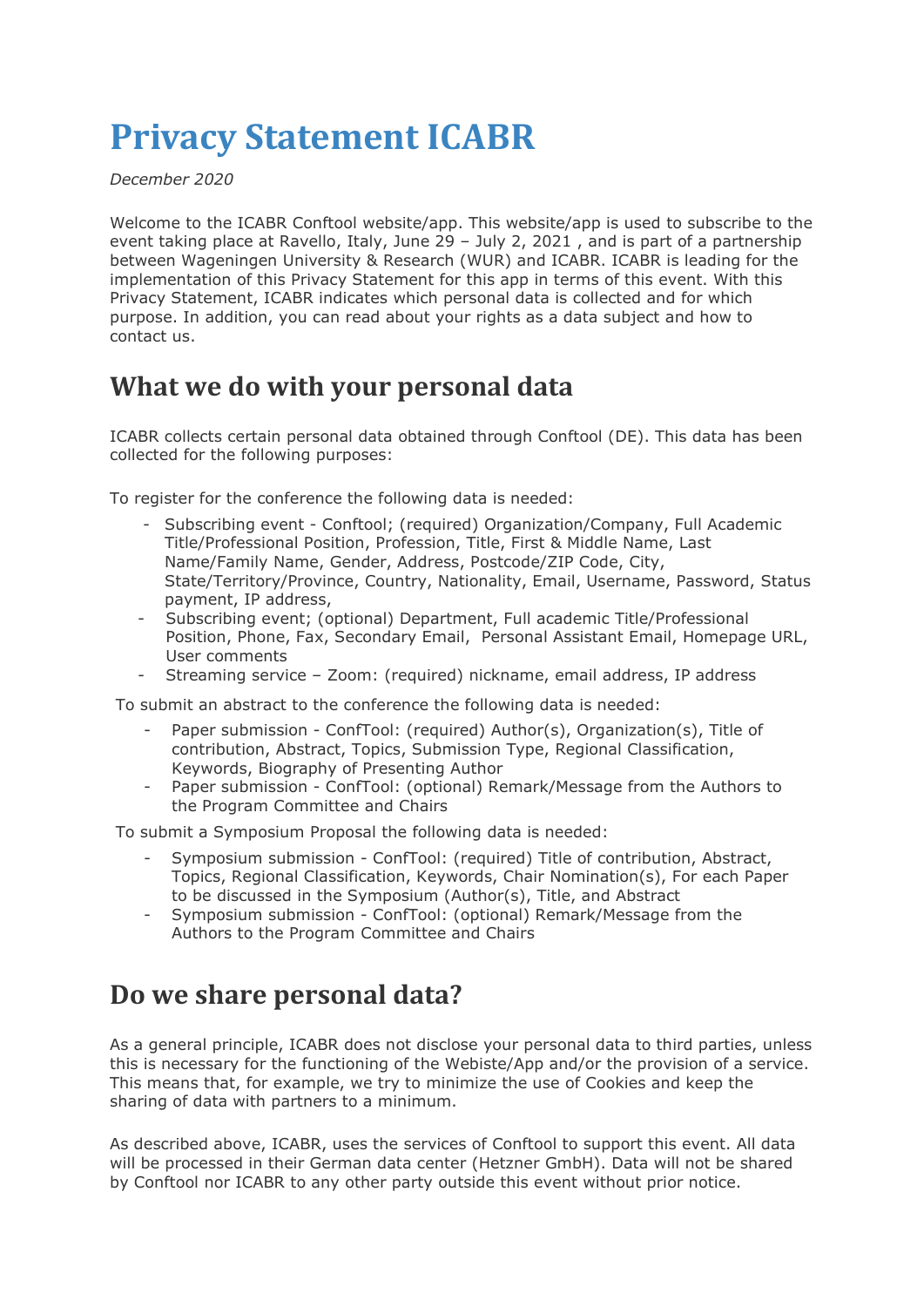# Privacy Statement ICABR

*December 2020*

Welcome to the ICABR Conftool website/app. This website/app is used to subscribe to the event taking place at Ravello, Italy, June 29 – July 2, 2021 , and is part of a partnership between Wageningen University & Research (WUR) and ICABR. ICABR is leading for the implementation of this Privacy Statement for this app in terms of this event. With this Privacy Statement, ICABR indicates which personal data is collected and for which purpose. In addition, you can read about your rights as a data subject and how to contact us.

## What we do with your personal data

ICABR collects certain personal data obtained through Conftool (DE). This data has been collected for the following purposes:

To register for the conference the following data is needed:

- Subscribing event - Conftool; (required) Organization/Company, Full Academic Title/Professional Position, Profession, Title, First & Middle Name, Last Name/Family Name, Gender, Address, Postcode/ZIP Code, City, State/Territory/Province, Country, Nationality, Email, Username, Password, Status payment, IP address,
- Subscribing event; (optional) Department, Full academic Title/Professional Position, Phone, Fax, Secondary Email, Personal Assistant Email, Homepage URL, User comments
- Streaming service – Zoom: (required) nickname, email address, IP address

To submit an abstract to the conference the following data is needed:

- Paper submission - ConfTool: (required) Author(s), Organization(s), Title of contribution, Abstract, Topics, Submission Type, Regional Classification, Keywords, Biography of Presenting Author
- Paper submission - ConfTool: (optional) Remark/Message from the Authors to the Program Committee and Chairs

To submit a Symposium Proposal the following data is needed:

- Symposium submission - ConfTool: (required) Title of contribution, Abstract, Topics, Regional Classification, Keywords, Chair Nomination(s), For each Paper to be discussed in the Symposium (Author(s), Title, and Abstract
- Symposium submission - ConfTool: (optional) Remark/Message from the Authors to the Program Committee and Chairs

## Do we share personal data?

As a general principle, ICABR does not disclose your personal data to third parties, unless this is necessary for the functioning of the Webiste/App and/or the provision of a service. This means that, for example, we try to minimize the use of Cookies and keep the sharing of data with partners to a minimum.

As described above, ICABR, uses the services of Conftool to support this event. All data will be processed in their German data center (Hetzner GmbH). Data will not be shared by Conftool nor ICABR to any other party outside this event without prior notice.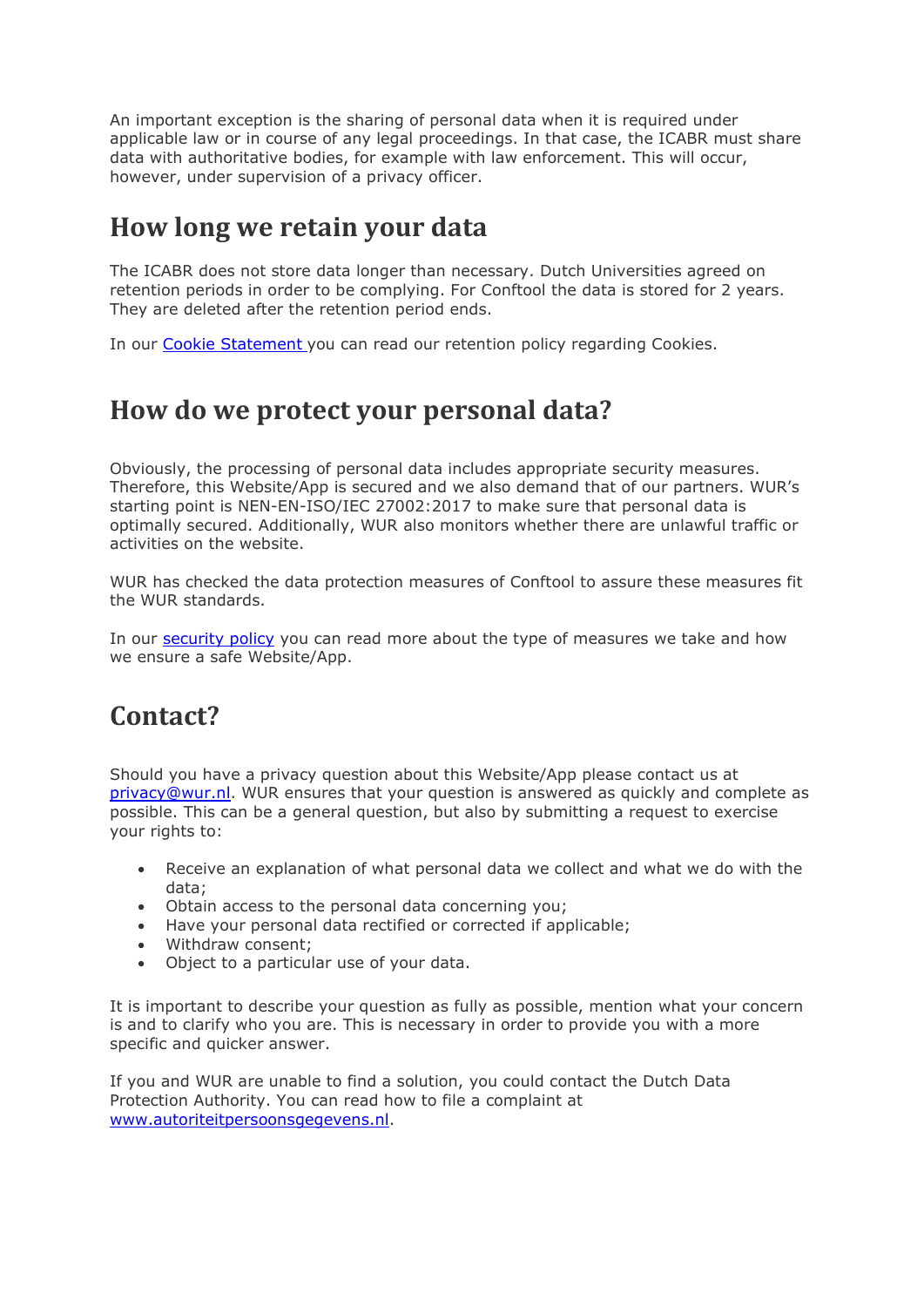An important exception is the sharing of personal data when it is required under applicable law or in course of any legal proceedings. In that case, the ICABR must share data with authoritative bodies, for example with law enforcement. This will occur, however, under supervision of a privacy officer.

## How long we retain your data

The ICABR does not store data longer than necessary. Dutch Universities agreed on retention periods in order to be complying. For Conftool the data is stored for 2 years. They are deleted after the retention period ends.

In our Cookie Statement you can read our retention policy regarding Cookies.

## How do we protect your personal data?

Obviously, the processing of personal data includes appropriate security measures. Therefore, this Website/App is secured and we also demand that of our partners. WUR's starting point is NEN-EN-ISO/IEC 27002:2017 to make sure that personal data is optimally secured. Additionally, WUR also monitors whether there are unlawful traffic or activities on the website.

WUR has checked the data protection measures of Conftool to assure these measures fit the WUR standards.

In our security policy you can read more about the type of measures we take and how we ensure a safe Website/App.

## Contact?

Should you have a privacy question about this Website/App please contact us at privacy@wur.nl. WUR ensures that your question is answered as quickly and complete as possible. This can be a general question, but also by submitting a request to exercise your rights to:

- Receive an explanation of what personal data we collect and what we do with the data;
- Obtain access to the personal data concerning you;
- Have your personal data rectified or corrected if applicable;
- Withdraw consent;
- Object to a particular use of your data.

It is important to describe your question as fully as possible, mention what your concern is and to clarify who you are. This is necessary in order to provide you with a more specific and quicker answer.

If you and WUR are unable to find a solution, you could contact the Dutch Data Protection Authority. You can read how to file a complaint at www.autoriteitpersoonsgegevens.nl.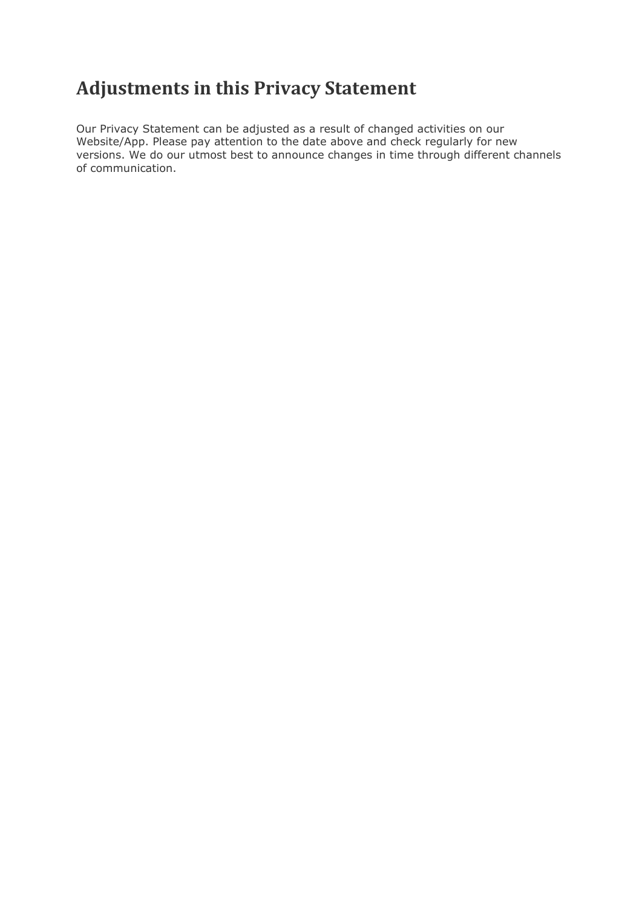## Adjustments in this Privacy Statement

Our Privacy Statement can be adjusted as a result of changed activities on our Website/App. Please pay attention to the date above and check regularly for new versions. We do our utmost best to announce changes in time through different channels of communication.